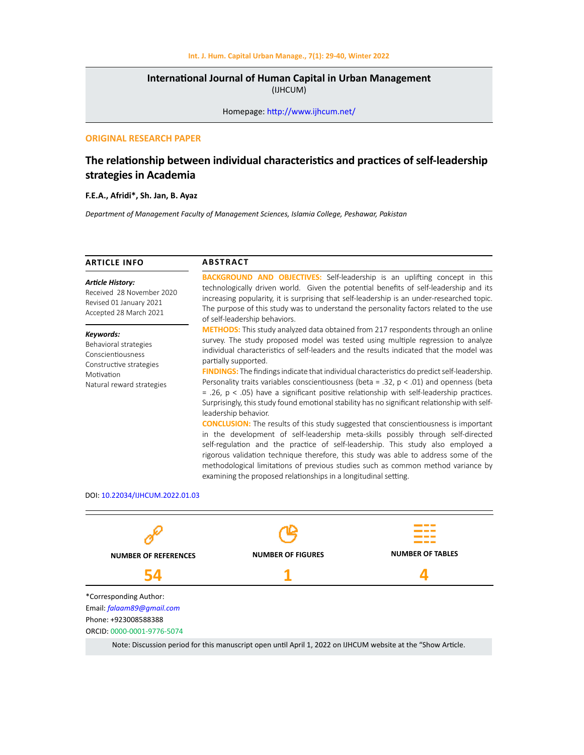**International Journal of Human Capital in Urban Management**
(IJHCUM)

Homepage: http://www.ijhcum.net/

ORIGINAL RESEARCH PAPER

# The relationship between individual characteristics and practices of self-leadership strategies in Academia

**F.E.A., Afridi*, Sh. Jan, B. Ayaz**

*Department of Management Faculty of Management Sciences, Islamia College, Peshawar, Pakistan*

## ARTICLE INFO

***Article History:***
Received 28 November 2020
Revised 01 January 2021
Accepted 28 March 2021

***Keywords:***
Behavioral strategies
Conscientiousness
Constructive strategies
Motivation
Natural reward strategies

## ABSTRACT

**BACKGROUND AND OBJECTIVES:** Self-leadership is an uplifting concept in this technologically driven world. Given the potential benefits of self-leadership and its increasing popularity, it is surprising that self-leadership is an under-researched topic. The purpose of this study was to understand the personality factors related to the use of self-leadership behaviors.

**METHODS:** This study analyzed data obtained from 217 respondents through an online survey. The study proposed model was tested using multiple regression to analyze individual characteristics of self-leaders and the results indicated that the model was partially supported.

**FINDINGS:** The findings indicate that individual characteristics do predict self-leadership. Personality traits variables conscientiousness (beta = .32, $p < .01$) and openness (beta = .26, $p < .05$) have a significant positive relationship with self-leadership practices. Surprisingly, this study found emotional stability has no significant relationship with self-leadership behavior.

**CONCLUSION:** The results of this study suggested that conscientiousness is important in the development of self-leadership meta-skills possibly through self-directed self-regulation and the practice of self-leadership. This study also employed a rigorous validation technique therefore, this study was able to address some of the methodological limitations of previous studies such as common method variance by examining the proposed relationships in a longitudinal setting.

DOI: 10.22034/IJHCUM.2022.01.03

| NUMBER OF REFERENCES | NUMBER OF FIGURES | NUMBER OF TABLES |
|---|---|---|
| 54 | 1 | 4 |

*Corresponding Author:
Email: falaam89@gmail.com
Phone: +923008588388
ORCID: 0000-0001-9776-5074

Note: Discussion period for this manuscript open until April 1, 2022 on IJHCUM website at the "Show Article.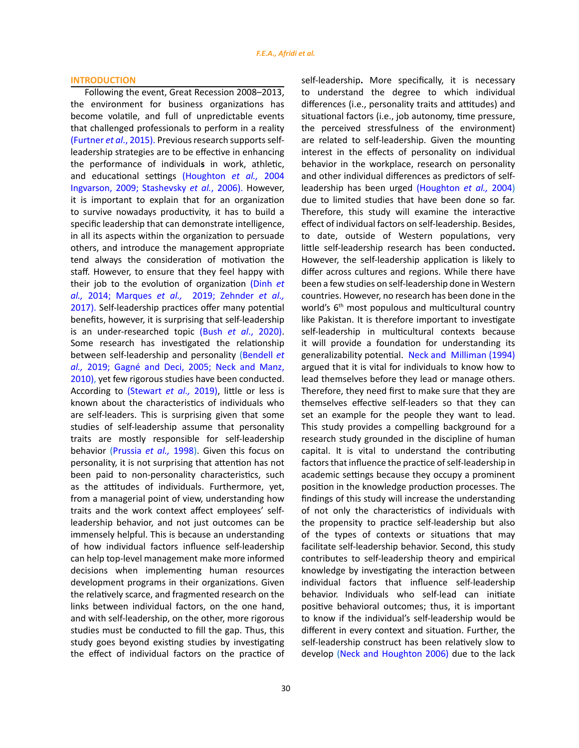## INTRODUCTION

Following the event, Great Recession 2008–2013, the environment for business organizations has become volatile, and full of unpredictable events that challenged professionals to perform in a reality (Furtner *et al*., 2015). Previous research supports self-leadership strategies are to be effective in enhancing the performance of individuals in work, athletic, and educational settings (Houghton *et al.,* 2004 Ingvarson, 2009; Stashevsky *et al.*, 2006). However, it is important to explain that for an organization to survive nowadays productivity, it has to build a specific leadership that can demonstrate intelligence, in all its aspects within the organization to persuade others, and introduce the management appropriate tend always the consideration of motivation the staff. However, to ensure that they feel happy with their job to the evolution of organization (Dinh *et al.,* 2014; Marques *et al.,* 2019; Zehnder *et al.,* 2017). Self-leadership practices offer many potential benefits, however, it is surprising that self-leadership is an under-researched topic (Bush *et al*., 2020). Some research has investigated the relationship between self-leadership and personality (Bendell *et al.,* 2019; Gagné and Deci, 2005; Neck and Manz, 2010), yet few rigorous studies have been conducted. According to (Stewart *et al.,* 2019), little or less is known about the characteristics of individuals who are self-leaders. This is surprising given that some studies of self-leadership assume that personality traits are mostly responsible for self-leadership behavior (Prussia *et al.,* 1998). Given this focus on personality, it is not surprising that attention has not been paid to non-personality characteristics, such as the attitudes of individuals. Furthermore, yet, from a managerial point of view, understanding how traits and the work context affect employees' self-leadership behavior, and not just outcomes can be immensely helpful. This is because an understanding of how individual factors influence self-leadership can help top-level management make more informed decisions when implementing human resources development programs in their organizations. Given the relatively scarce, and fragmented research on the links between individual factors, on the one hand, and with self-leadership, on the other, more rigorous studies must be conducted to fill the gap. Thus, this study goes beyond existing studies by investigating the effect of individual factors on the practice of self-leadership**.** More specifically, it is necessary to understand the degree to which individual differences (i.e., personality traits and attitudes) and situational factors (i.e., job autonomy, time pressure, the perceived stressfulness of the environment) are related to self-leadership. Given the mounting interest in the effects of personality on individual behavior in the workplace, research on personality and other individual differences as predictors of self-leadership has been urged (Houghton *et al.,* 2004) due to limited studies that have been done so far. Therefore, this study will examine the interactive effect of individual factors on self-leadership. Besides, to date, outside of Western populations, very little self-leadership research has been conducted**.** However, the self-leadership application is likely to differ across cultures and regions. While there have been a few studies on self-leadership done in Western countries. However, no research has been done in the world's 6th most populous and multicultural country like Pakistan. It is therefore important to investigate self-leadership in multicultural contexts because it will provide a foundation for understanding its generalizability potential. Neck and Milliman (1994) argued that it is vital for individuals to know how to lead themselves before they lead or manage others. Therefore, they need first to make sure that they are themselves effective self-leaders so that they can set an example for the people they want to lead. This study provides a compelling background for a research study grounded in the discipline of human capital. It is vital to understand the contributing factors that influence the practice of self-leadership in academic settings because they occupy a prominent position in the knowledge production processes. The findings of this study will increase the understanding of not only the characteristics of individuals with the propensity to practice self-leadership but also of the types of contexts or situations that may facilitate self-leadership behavior. Second, this study contributes to self-leadership theory and empirical knowledge by investigating the interaction between individual factors that influence self-leadership behavior. Individuals who self-lead can initiate positive behavioral outcomes; thus, it is important to know if the individual's self-leadership would be different in every context and situation. Further, the self-leadership construct has been relatively slow to develop (Neck and Houghton 2006) due to the lack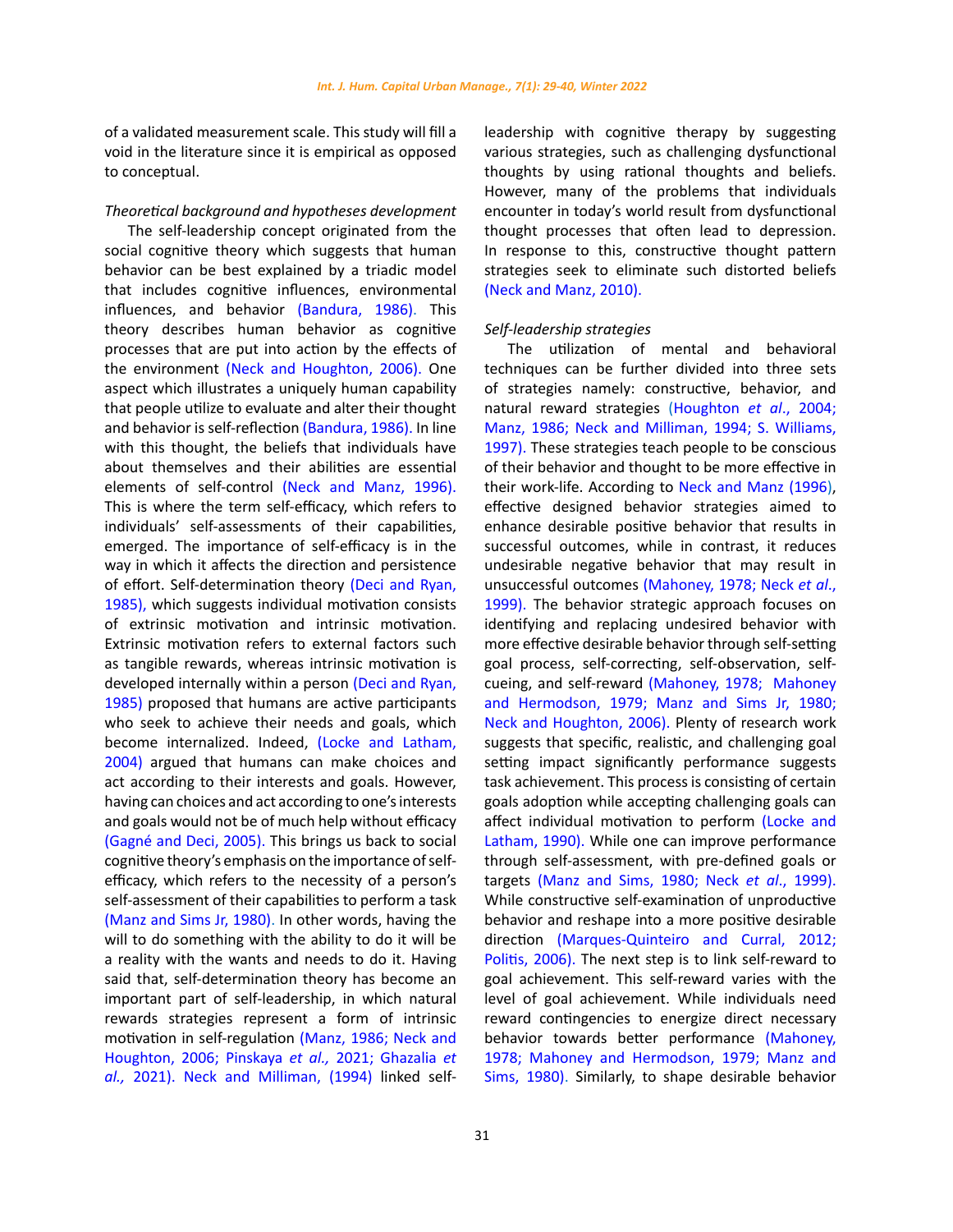of a validated measurement scale. This study will fill a void in the literature since it is empirical as opposed to conceptual.

*Theoretical background and hypotheses development*

The self-leadership concept originated from the social cognitive theory which suggests that human behavior can be best explained by a triadic model that includes cognitive influences, environmental influences, and behavior (Bandura, 1986). This theory describes human behavior as cognitive processes that are put into action by the effects of the environment (Neck and Houghton, 2006). One aspect which illustrates a uniquely human capability that people utilize to evaluate and alter their thought and behavior is self-reflection (Bandura, 1986). In line with this thought, the beliefs that individuals have about themselves and their abilities are essential elements of self-control (Neck and Manz, 1996). This is where the term self-efficacy, which refers to individuals' self-assessments of their capabilities, emerged. The importance of self-efficacy is in the way in which it affects the direction and persistence of effort. Self-determination theory (Deci and Ryan, 1985), which suggests individual motivation consists of extrinsic motivation and intrinsic motivation. Extrinsic motivation refers to external factors such as tangible rewards, whereas intrinsic motivation is developed internally within a person (Deci and Ryan, 1985) proposed that humans are active participants who seek to achieve their needs and goals, which become internalized. Indeed, (Locke and Latham, 2004) argued that humans can make choices and act according to their interests and goals. However, having can choices and act according to one's interests and goals would not be of much help without efficacy (Gagné and Deci, 2005). This brings us back to social cognitive theory's emphasis on the importance of self-efficacy, which refers to the necessity of a person's self-assessment of their capabilities to perform a task (Manz and Sims Jr, 1980). In other words, having the will to do something with the ability to do it will be a reality with the wants and needs to do it. Having said that, self-determination theory has become an important part of self-leadership, in which natural rewards strategies represent a form of intrinsic motivation in self-regulation (Manz, 1986; Neck and Houghton, 2006; Pinskaya *et al.,* 2021; Ghazalia *et al.,* 2021). Neck and Milliman, (1994) linked self-leadership with cognitive therapy by suggesting various strategies, such as challenging dysfunctional thoughts by using rational thoughts and beliefs. However, many of the problems that individuals encounter in today's world result from dysfunctional thought processes that often lead to depression. In response to this, constructive thought pattern strategies seek to eliminate such distorted beliefs (Neck and Manz, 2010).

*Self-leadership strategies*

The utilization of mental and behavioral techniques can be further divided into three sets of strategies namely: constructive, behavior, and natural reward strategies (Houghton *et al*., 2004; Manz, 1986; Neck and Milliman, 1994; S. Williams, 1997). These strategies teach people to be conscious of their behavior and thought to be more effective in their work-life. According to Neck and Manz (1996), effective designed behavior strategies aimed to enhance desirable positive behavior that results in successful outcomes, while in contrast, it reduces undesirable negative behavior that may result in unsuccessful outcomes (Mahoney, 1978; Neck *et al*., 1999). The behavior strategic approach focuses on identifying and replacing undesired behavior with more effective desirable behavior through self-setting goal process, self-correcting, self-observation, self-cueing, and self-reward (Mahoney, 1978; Mahoney and Hermodson, 1979; Manz and Sims Jr, 1980; Neck and Houghton, 2006). Plenty of research work suggests that specific, realistic, and challenging goal setting impact significantly performance suggests task achievement. This process is consisting of certain goals adoption while accepting challenging goals can affect individual motivation to perform (Locke and Latham, 1990). While one can improve performance through self-assessment, with pre-defined goals or targets (Manz and Sims, 1980; Neck *et al*., 1999). While constructive self-examination of unproductive behavior and reshape into a more positive desirable direction (Marques-Quinteiro and Curral, 2012; Politis, 2006). The next step is to link self-reward to goal achievement. This self-reward varies with the level of goal achievement. While individuals need reward contingencies to energize direct necessary behavior towards better performance (Mahoney, 1978; Mahoney and Hermodson, 1979; Manz and Sims, 1980). Similarly, to shape desirable behavior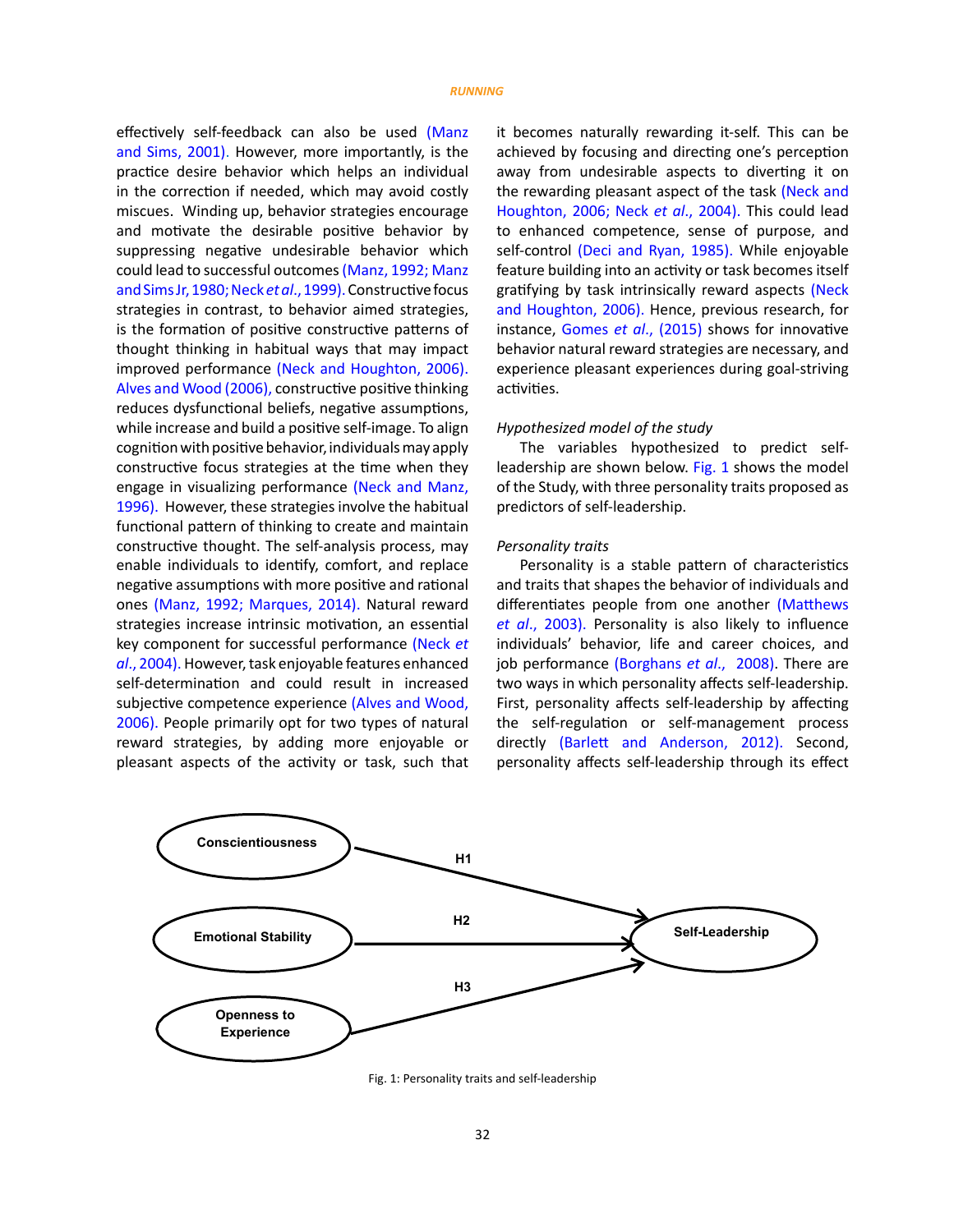effectively self-feedback can also be used (Manz and Sims, 2001). However, more importantly, is the practice desire behavior which helps an individual in the correction if needed, which may avoid costly miscues. Winding up, behavior strategies encourage and motivate the desirable positive behavior by suppressing negative undesirable behavior which could lead to successful outcomes (Manz, 1992; Manz and Sims Jr, 1980; Neck *et al*., 1999). Constructive focus strategies in contrast, to behavior aimed strategies, is the formation of positive constructive patterns of thought thinking in habitual ways that may impact improved performance (Neck and Houghton, 2006). Alves and Wood (2006), constructive positive thinking reduces dysfunctional beliefs, negative assumptions, while increase and build a positive self-image. To align cognition with positive behavior, individuals may apply constructive focus strategies at the time when they engage in visualizing performance (Neck and Manz, 1996). However, these strategies involve the habitual functional pattern of thinking to create and maintain constructive thought. The self-analysis process, may enable individuals to identify, comfort, and replace negative assumptions with more positive and rational ones (Manz, 1992; Marques, 2014). Natural reward strategies increase intrinsic motivation, an essential key component for successful performance (Neck *et al*., 2004). However, task enjoyable features enhanced self-determination and could result in increased subjective competence experience (Alves and Wood, 2006). People primarily opt for two types of natural reward strategies, by adding more enjoyable or pleasant aspects of the activity or task, such that it becomes naturally rewarding it-self. This can be achieved by focusing and directing one's perception away from undesirable aspects to diverting it on the rewarding pleasant aspect of the task (Neck and Houghton, 2006; Neck *et al*., 2004). This could lead to enhanced competence, sense of purpose, and self-control (Deci and Ryan, 1985). While enjoyable feature building into an activity or task becomes itself gratifying by task intrinsically reward aspects (Neck and Houghton, 2006). Hence, previous research, for instance, Gomes *et al*., (2015) shows for innovative behavior natural reward strategies are necessary, and experience pleasant experiences during goal-striving activities.

*Hypothesized model of the study*

The variables hypothesized to predict self-leadership are shown below. Fig. 1 shows the model of the Study, with three personality traits proposed as predictors of self-leadership.

*Personality traits*

Personality is a stable pattern of characteristics and traits that shapes the behavior of individuals and differentiates people from one another (Matthews *et al*., 2003). Personality is also likely to influence individuals' behavior, life and career choices, and job performance (Borghans *et al*., 2008). There are two ways in which personality affects self-leadership. First, personality affects self-leadership by affecting the self-regulation or self-management process directly (Barlett and Anderson, 2012). Second, personality affects self-leadership through its effect

Conscientiousness → (H1) → Self-Leadership
Emotional Stability → (H2) → Self-Leadership
Openness to Experience → (H3) → Self-Leadership

Fig. 1: Personality traits and self-leadership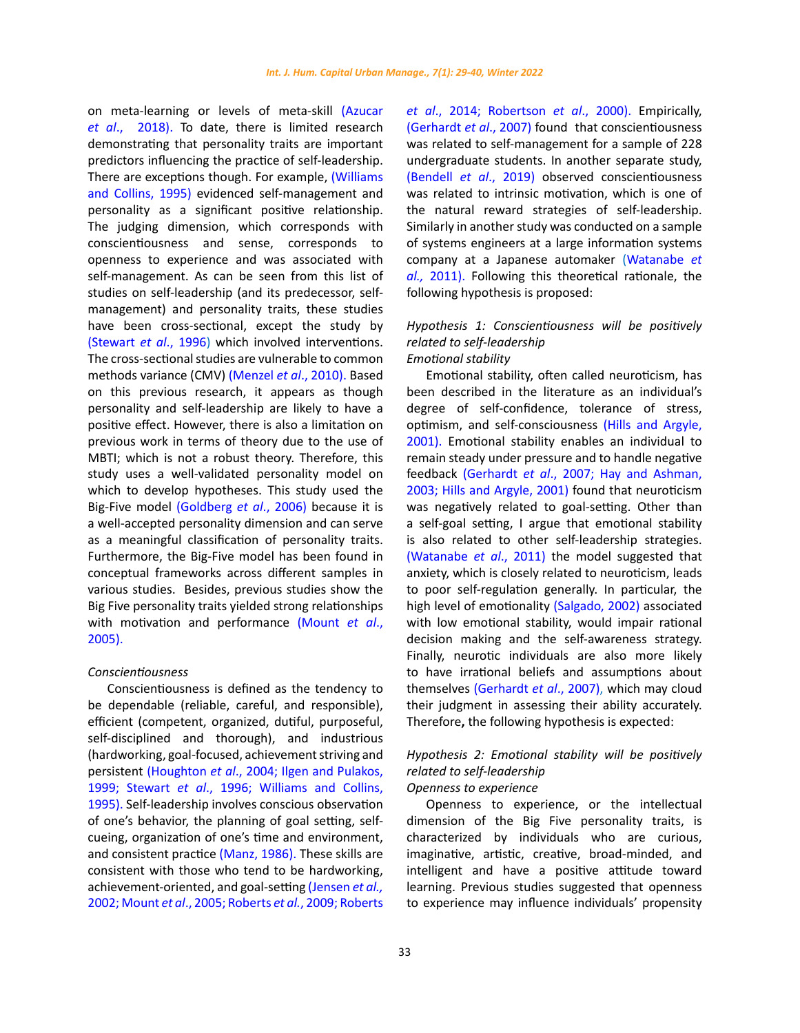on meta-learning or levels of meta-skill (Azucar *et al.*, 2018). To date, there is limited research demonstrating that personality traits are important predictors influencing the practice of self-leadership. There are exceptions though. For example, (Williams and Collins, 1995) evidenced self-management and personality as a significant positive relationship. The judging dimension, which corresponds with conscientiousness and sense, corresponds to openness to experience and was associated with self-management. As can be seen from this list of studies on self-leadership (and its predecessor, self-management) and personality traits, these studies have been cross-sectional, except the study by (Stewart *et al*., 1996) which involved interventions. The cross-sectional studies are vulnerable to common methods variance (CMV) (Menzel *et al*., 2010). Based on this previous research, it appears as though personality and self-leadership are likely to have a positive effect. However, there is also a limitation on previous work in terms of theory due to the use of MBTI; which is not a robust theory. Therefore, this study uses a well-validated personality model on which to develop hypotheses. This study used the Big-Five model (Goldberg *et al*., 2006) because it is a well-accepted personality dimension and can serve as a meaningful classification of personality traits. Furthermore, the Big-Five model has been found in conceptual frameworks across different samples in various studies. Besides, previous studies show the Big Five personality traits yielded strong relationships with motivation and performance (Mount *et al*., 2005).

*Conscientiousness*

Conscientiousness is defined as the tendency to be dependable (reliable, careful, and responsible), efficient (competent, organized, dutiful, purposeful, self-disciplined and thorough), and industrious (hardworking, goal-focused, achievement striving and persistent (Houghton *et al*., 2004; Ilgen and Pulakos, 1999; Stewart *et al*., 1996; Williams and Collins, 1995). Self-leadership involves conscious observation of one's behavior, the planning of goal setting, self-cueing, organization of one's time and environment, and consistent practice (Manz, 1986). These skills are consistent with those who tend to be hardworking, achievement-oriented, and goal-setting (Jensen *et al.*, 2002; Mount *et al*., 2005; Roberts *et al.*, 2009; Roberts *et al*., 2014; Robertson *et al*., 2000). Empirically, (Gerhardt *et al*., 2007) found that conscientiousness was related to self-management for a sample of 228 undergraduate students. In another separate study, (Bendell *et al*., 2019) observed conscientiousness was related to intrinsic motivation, which is one of the natural reward strategies of self-leadership. Similarly in another study was conducted on a sample of systems engineers at a large information systems company at a Japanese automaker (Watanabe *et al.,* 2011). Following this theoretical rationale, the following hypothesis is proposed:

*Hypothesis 1: Conscientiousness will be positively related to self-leadership*

*Emotional stability*

Emotional stability, often called neuroticism, has been described in the literature as an individual's degree of self-confidence, tolerance of stress, optimism, and self-consciousness (Hills and Argyle, 2001). Emotional stability enables an individual to remain steady under pressure and to handle negative feedback (Gerhardt *et al*., 2007; Hay and Ashman, 2003; Hills and Argyle, 2001) found that neuroticism was negatively related to goal-setting. Other than a self-goal setting, I argue that emotional stability is also related to other self-leadership strategies. (Watanabe *et al*., 2011) the model suggested that anxiety, which is closely related to neuroticism, leads to poor self-regulation generally. In particular, the high level of emotionality (Salgado, 2002) associated with low emotional stability, would impair rational decision making and the self-awareness strategy. Finally, neurotic individuals are also more likely to have irrational beliefs and assumptions about themselves (Gerhardt *et al*., 2007), which may cloud their judgment in assessing their ability accurately. Therefore**,** the following hypothesis is expected:

*Hypothesis 2: Emotional stability will be positively related to self-leadership*

*Openness to experience*

Openness to experience, or the intellectual dimension of the Big Five personality traits, is characterized by individuals who are curious, imaginative, artistic, creative, broad-minded, and intelligent and have a positive attitude toward learning. Previous studies suggested that openness to experience may influence individuals' propensity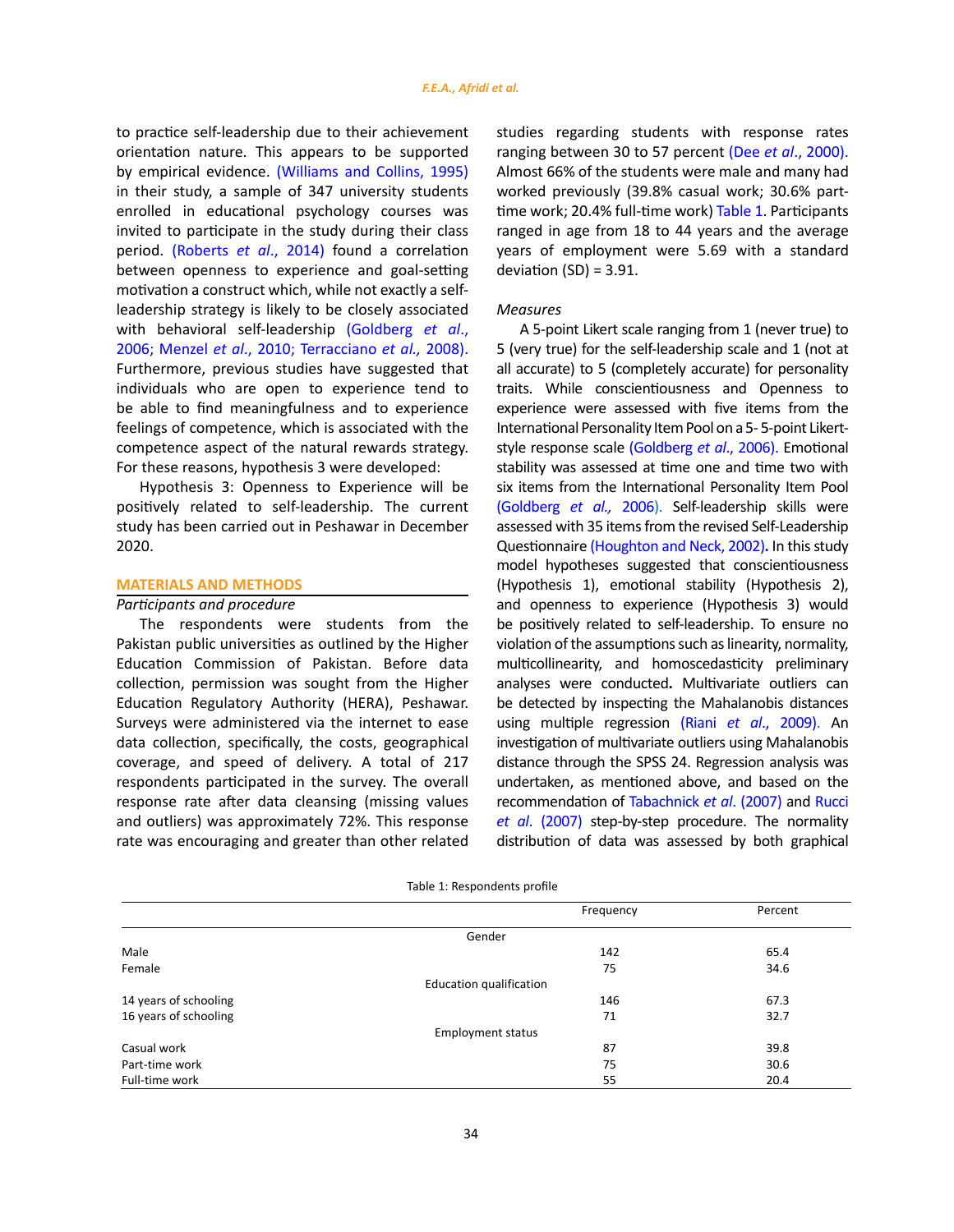to practice self-leadership due to their achievement orientation nature. This appears to be supported by empirical evidence. (Williams and Collins, 1995) in their study, a sample of 347 university students enrolled in educational psychology courses was invited to participate in the study during their class period. (Roberts *et al*., 2014) found a correlation between openness to experience and goal-setting motivation a construct which, while not exactly a self-leadership strategy is likely to be closely associated with behavioral self-leadership (Goldberg *et al*., 2006; Menzel *et al*., 2010; Terracciano *et al.,* 2008). Furthermore, previous studies have suggested that individuals who are open to experience tend to be able to find meaningfulness and to experience feelings of competence, which is associated with the competence aspect of the natural rewards strategy. For these reasons, hypothesis 3 were developed:

Hypothesis 3: Openness to Experience will be positively related to self-leadership. The current study has been carried out in Peshawar in December 2020.

## MATERIALS AND METHODS

### *Participants and procedure*

The respondents were students from the Pakistan public universities as outlined by the Higher Education Commission of Pakistan. Before data collection, permission was sought from the Higher Education Regulatory Authority (HERA), Peshawar. Surveys were administered via the internet to ease data collection, specifically, the costs, geographical coverage, and speed of delivery. A total of 217 respondents participated in the survey. The overall response rate after data cleansing (missing values and outliers) was approximately 72%. This response rate was encouraging and greater than other related studies regarding students with response rates ranging between 30 to 57 percent (Dee *et al*., 2000). Almost 66% of the students were male and many had worked previously (39.8% casual work; 30.6% part-time work; 20.4% full-time work) Table 1. Participants ranged in age from 18 to 44 years and the average years of employment were 5.69 with a standard deviation (SD) = 3.91.

### *Measures*

A 5-point Likert scale ranging from 1 (never true) to 5 (very true) for the self-leadership scale and 1 (not at all accurate) to 5 (completely accurate) for personality traits. While conscientiousness and Openness to experience were assessed with five items from the International Personality Item Pool on a 5- 5-point Likert-style response scale (Goldberg *et al*., 2006). Emotional stability was assessed at time one and time two with six items from the International Personality Item Pool (Goldberg *et al.,* 2006). Self-leadership skills were assessed with 35 items from the revised Self-Leadership Questionnaire (Houghton and Neck, 2002)**.** In this study model hypotheses suggested that conscientiousness (Hypothesis 1), emotional stability (Hypothesis 2), and openness to experience (Hypothesis 3) would be positively related to self-leadership. To ensure no violation of the assumptions such as linearity, normality, multicollinearity, and homoscedasticity preliminary analyses were conducted**.** Multivariate outliers can be detected by inspecting the Mahalanobis distances using multiple regression (Riani *et al.,* 2009). An investigation of multivariate outliers using Mahalanobis distance through the SPSS 24. Regression analysis was undertaken, as mentioned above, and based on the recommendation of Tabachnick *et al*. (2007) and Rucci *et al.* (2007) step-by-step procedure. The normality distribution of data was assessed by both graphical

Table 1: Respondents profile

| | Frequency | Percent |
|---|---|---|
| **Gender** | | |
| Male | 142 | 65.4 |
| Female | 75 | 34.6 |
| **Education qualification** | | |
| 14 years of schooling | 146 | 67.3 |
| 16 years of schooling | 71 | 32.7 |
| **Employment status** | | |
| Casual work | 87 | 39.8 |
| Part-time work | 75 | 30.6 |
| Full-time work | 55 | 20.4 |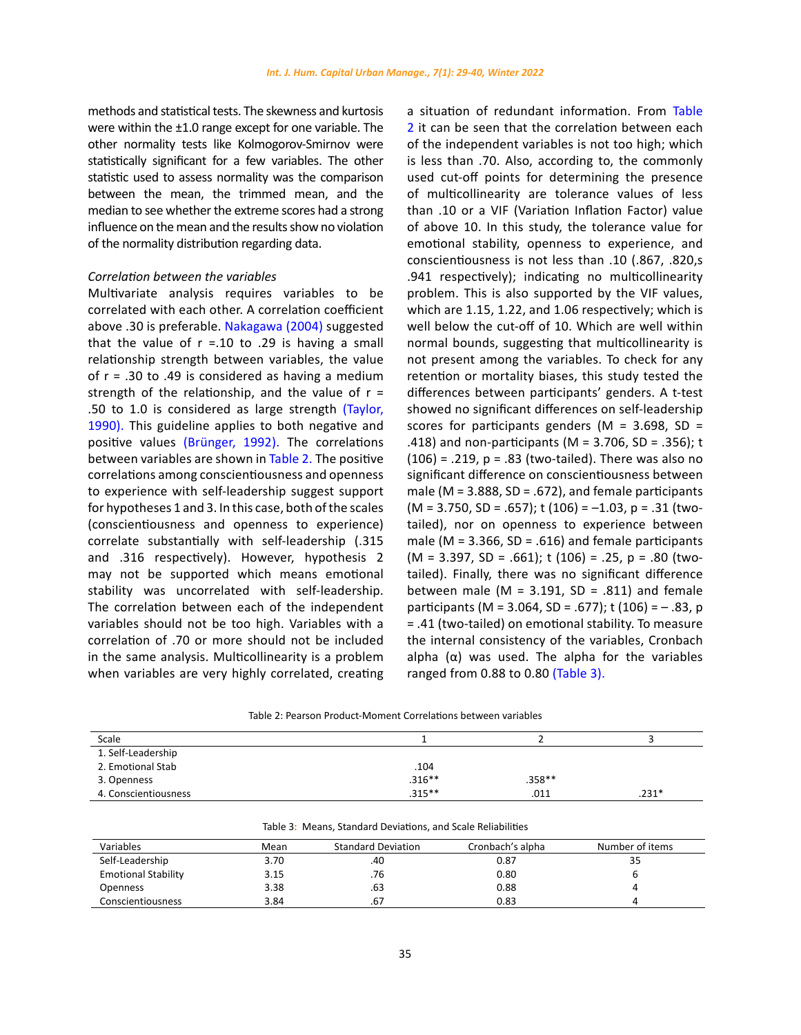methods and statistical tests. The skewness and kurtosis were within the ±1.0 range except for one variable. The other normality tests like Kolmogorov-Smirnov were statistically significant for a few variables. The other statistic used to assess normality was the comparison between the mean, the trimmed mean, and the median to see whether the extreme scores had a strong influence on the mean and the results show no violation of the normality distribution regarding data.

*Correlation between the variables*

Multivariate analysis requires variables to be correlated with each other. A correlation coefficient above .30 is preferable. Nakagawa (2004) suggested that the value of r =.10 to .29 is having a small relationship strength between variables, the value of r = .30 to .49 is considered as having a medium strength of the relationship, and the value of r = .50 to 1.0 is considered as large strength (Taylor, 1990). This guideline applies to both negative and positive values (Brünger, 1992). The correlations between variables are shown in Table 2. The positive correlations among conscientiousness and openness to experience with self-leadership suggest support for hypotheses 1 and 3. In this case, both of the scales (conscientiousness and openness to experience) correlate substantially with self-leadership (.315 and .316 respectively). However, hypothesis 2 may not be supported which means emotional stability was uncorrelated with self-leadership. The correlation between each of the independent variables should not be too high. Variables with a correlation of .70 or more should not be included in the same analysis. Multicollinearity is a problem when variables are very highly correlated, creating a situation of redundant information. From Table 2 it can be seen that the correlation between each of the independent variables is not too high; which is less than .70. Also, according to, the commonly used cut-off points for determining the presence of multicollinearity are tolerance values of less than .10 or a VIF (Variation Inflation Factor) value of above 10. In this study, the tolerance value for emotional stability, openness to experience, and conscientiousness is not less than .10 (.867, .820,s .941 respectively); indicating no multicollinearity problem. This is also supported by the VIF values, which are 1.15, 1.22, and 1.06 respectively; which is well below the cut-off of 10. Which are well within normal bounds, suggesting that multicollinearity is not present among the variables. To check for any retention or mortality biases, this study tested the differences between participants' genders. A t-test showed no significant differences on self-leadership scores for participants genders (M = 3.698, SD = .418) and non-participants (M = 3.706, SD = .356); t (106) = .219, p = .83 (two-tailed). There was also no significant difference on conscientiousness between male (M = 3.888, SD = .672), and female participants (M = 3.750, SD = .657); t (106) = –1.03, p = .31 (two-tailed), nor on openness to experience between male (M = 3.366, SD = .616) and female participants (M = 3.397, SD = .661); t (106) = .25, p = .80 (two-tailed). Finally, there was no significant difference between male (M = 3.191, SD = .811) and female participants (M = 3.064, SD = .677); t (106) = – .83, p = .41 (two-tailed) on emotional stability. To measure the internal consistency of the variables, Cronbach alpha (α) was used. The alpha for the variables ranged from 0.88 to 0.80 (Table 3).

Table 2: Pearson Product-Moment Correlations between variables

| Scale | 1 | 2 | 3 |
|---|---|---|---|
| 1. Self-Leadership | | | |
| 2. Emotional Stab | .104 | | |
| 3. Openness | .316** | .358** | |
| 4. Conscientiousness | .315** | .011 | .231* |

Table 3: Means, Standard Deviations, and Scale Reliabilities

| Variables | Mean | Standard Deviation | Cronbach's alpha | Number of items |
|---|---|---|---|---|
| Self-Leadership | 3.70 | .40 | 0.87 | 35 |
| Emotional Stability | 3.15 | .76 | 0.80 | 6 |
| Openness | 3.38 | .63 | 0.88 | 4 |
| Conscientiousness | 3.84 | .67 | 0.83 | 4 |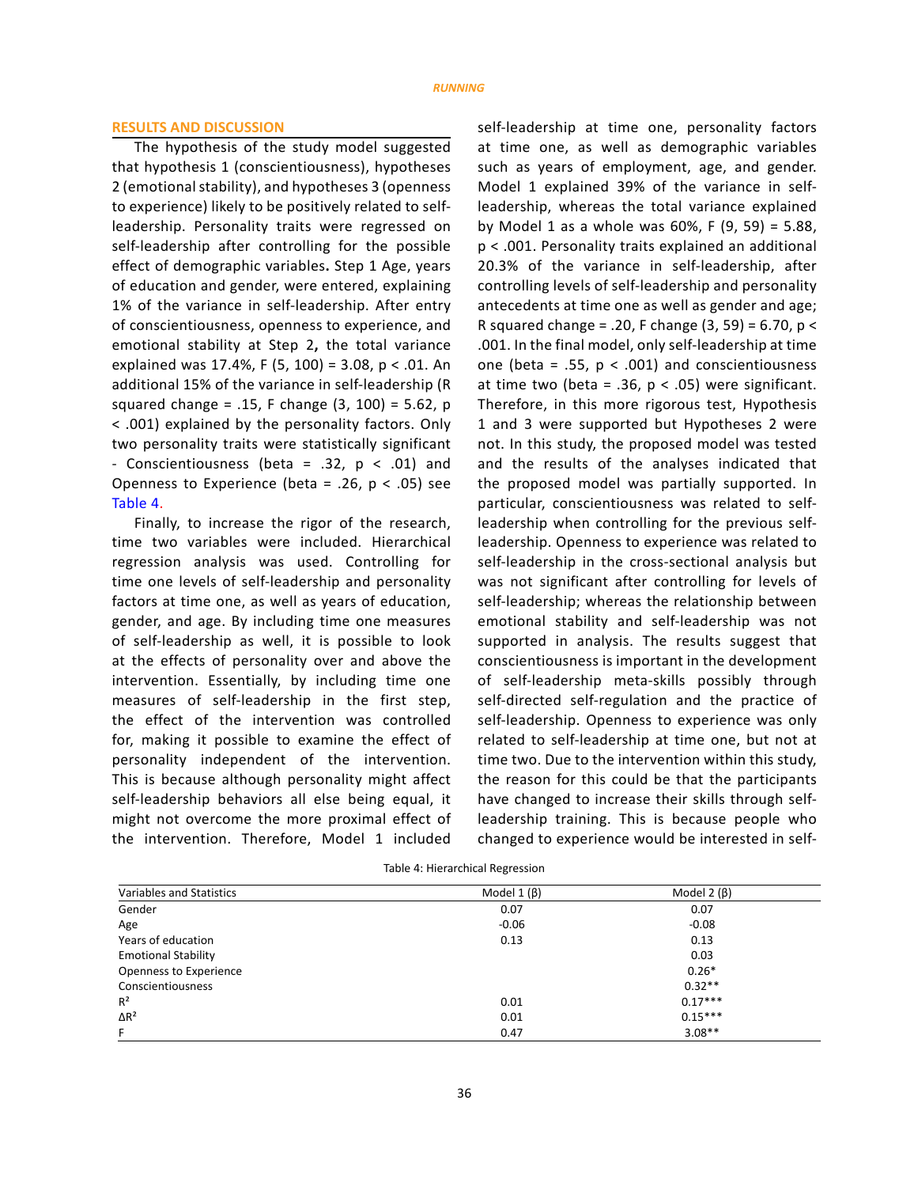## RESULTS AND DISCUSSION

The hypothesis of the study model suggested that hypothesis 1 (conscientiousness), hypotheses 2 (emotional stability), and hypotheses 3 (openness to experience) likely to be positively related to self-leadership. Personality traits were regressed on self-leadership after controlling for the possible effect of demographic variables**.** Step 1 Age, years of education and gender, were entered, explaining 1% of the variance in self-leadership. After entry of conscientiousness, openness to experience, and emotional stability at Step 2**,** the total variance explained was 17.4%, $F (5, 100) = 3.08$, $p < .01$. An additional 15% of the variance in self-leadership (R squared change = .15, $F$ change $(3, 100) = 5.62$, $p < .001$) explained by the personality factors. Only two personality traits were statistically significant - Conscientiousness (beta = .32, $p < .01$) and Openness to Experience (beta = .26, $p < .05$) see Table 4.

Finally, to increase the rigor of the research, time two variables were included. Hierarchical regression analysis was used. Controlling for time one levels of self-leadership and personality factors at time one, as well as years of education, gender, and age. By including time one measures of self-leadership as well, it is possible to look at the effects of personality over and above the intervention. Essentially, by including time one measures of self-leadership in the first step, the effect of the intervention was controlled for, making it possible to examine the effect of personality independent of the intervention. This is because although personality might affect self-leadership behaviors all else being equal, it might not overcome the more proximal effect of the intervention. Therefore, Model 1 included self-leadership at time one, personality factors at time one, as well as demographic variables such as years of employment, age, and gender. Model 1 explained 39% of the variance in self-leadership, whereas the total variance explained by Model 1 as a whole was 60%, $F (9, 59) = 5.88$, $p < .001$. Personality traits explained an additional 20.3% of the variance in self-leadership, after controlling levels of self-leadership and personality antecedents at time one as well as gender and age; R squared change = .20, $F$ change $(3, 59) = 6.70$, $p < .001$. In the final model, only self-leadership at time one (beta = .55, $p < .001$) and conscientiousness at time two (beta = .36, $p < .05$) were significant. Therefore, in this more rigorous test, Hypothesis 1 and 3 were supported but Hypotheses 2 were not. In this study, the proposed model was tested and the results of the analyses indicated that the proposed model was partially supported. In particular, conscientiousness was related to self-leadership when controlling for the previous self-leadership. Openness to experience was related to self-leadership in the cross-sectional analysis but was not significant after controlling for levels of self-leadership; whereas the relationship between emotional stability and self-leadership was not supported in analysis. The results suggest that conscientiousness is important in the development of self-leadership meta-skills possibly through self-directed self-regulation and the practice of self-leadership. Openness to experience was only related to self-leadership at time one, but not at time two. Due to the intervention within this study, the reason for this could be that the participants have changed to increase their skills through self-leadership training. This is because people who changed to experience would be interested in self-

Table 4: Hierarchical Regression

| Variables and Statistics | Model 1 (β) | Model 2 (β) |
|---|---|---|
| Gender | 0.07 | 0.07 |
| Age | -0.06 | -0.08 |
| Years of education | 0.13 | 0.13 |
| Emotional Stability | | 0.03 |
| Openness to Experience | | 0.26* |
| Conscientiousness | | 0.32** |
| $R^2$ | 0.01 | 0.17*** |
| $\Delta R^2$ | 0.01 | 0.15*** |
| F | 0.47 | 3.08** |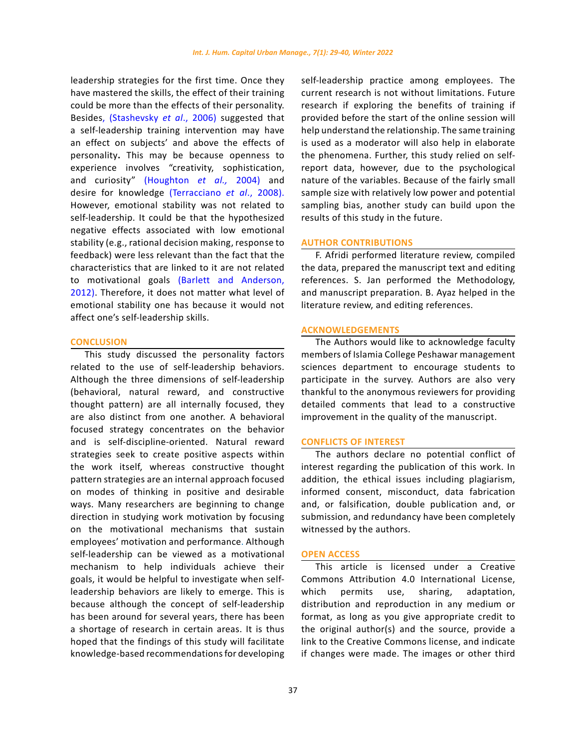leadership strategies for the first time. Once they have mastered the skills, the effect of their training could be more than the effects of their personality. Besides, (Stashevsky *et al*., 2006) suggested that a self-leadership training intervention may have an effect on subjects' and above the effects of personality**.** This may be because openness to experience involves "creativity, sophistication, and curiosity" (Houghton *et al.,* 2004) and desire for knowledge (Terracciano *et al*., 2008). However, emotional stability was not related to self-leadership. It could be that the hypothesized negative effects associated with low emotional stability (e.g., rational decision making, response to feedback) were less relevant than the fact that the characteristics that are linked to it are not related to motivational goals (Barlett and Anderson, 2012). Therefore, it does not matter what level of emotional stability one has because it would not affect one's self-leadership skills.

## CONCLUSION

This study discussed the personality factors related to the use of self-leadership behaviors. Although the three dimensions of self-leadership (behavioral, natural reward, and constructive thought pattern) are all internally focused, they are also distinct from one another. A behavioral focused strategy concentrates on the behavior and is self-discipline-oriented. Natural reward strategies seek to create positive aspects within the work itself, whereas constructive thought pattern strategies are an internal approach focused on modes of thinking in positive and desirable ways. Many researchers are beginning to change direction in studying work motivation by focusing on the motivational mechanisms that sustain employees' motivation and performance. Although self-leadership can be viewed as a motivational mechanism to help individuals achieve their goals, it would be helpful to investigate when self-leadership behaviors are likely to emerge. This is because although the concept of self-leadership has been around for several years, there has been a shortage of research in certain areas. It is thus hoped that the findings of this study will facilitate knowledge-based recommendations for developing self-leadership practice among employees. The current research is not without limitations. Future research if exploring the benefits of training if provided before the start of the online session will help understand the relationship. The same training is used as a moderator will also help in elaborate the phenomena. Further, this study relied on self-report data, however, due to the psychological nature of the variables. Because of the fairly small sample size with relatively low power and potential sampling bias, another study can build upon the results of this study in the future.

## AUTHOR CONTRIBUTIONS

F. Afridi performed literature review, compiled the data, prepared the manuscript text and editing references. S. Jan performed the Methodology, and manuscript preparation. B. Ayaz helped in the literature review, and editing references.

## ACKNOWLEDGEMENTS

The Authors would like to acknowledge faculty members of Islamia College Peshawar management sciences department to encourage students to participate in the survey. Authors are also very thankful to the anonymous reviewers for providing detailed comments that lead to a constructive improvement in the quality of the manuscript.

## CONFLICTS OF INTEREST

The authors declare no potential conflict of interest regarding the publication of this work. In addition, the ethical issues including plagiarism, informed consent, misconduct, data fabrication and, or falsification, double publication and, or submission, and redundancy have been completely witnessed by the authors.

## OPEN ACCESS

This article is licensed under a Creative Commons Attribution 4.0 International License, which permits use, sharing, adaptation, distribution and reproduction in any medium or format, as long as you give appropriate credit to the original author(s) and the source, provide a link to the Creative Commons license, and indicate if changes were made. The images or other third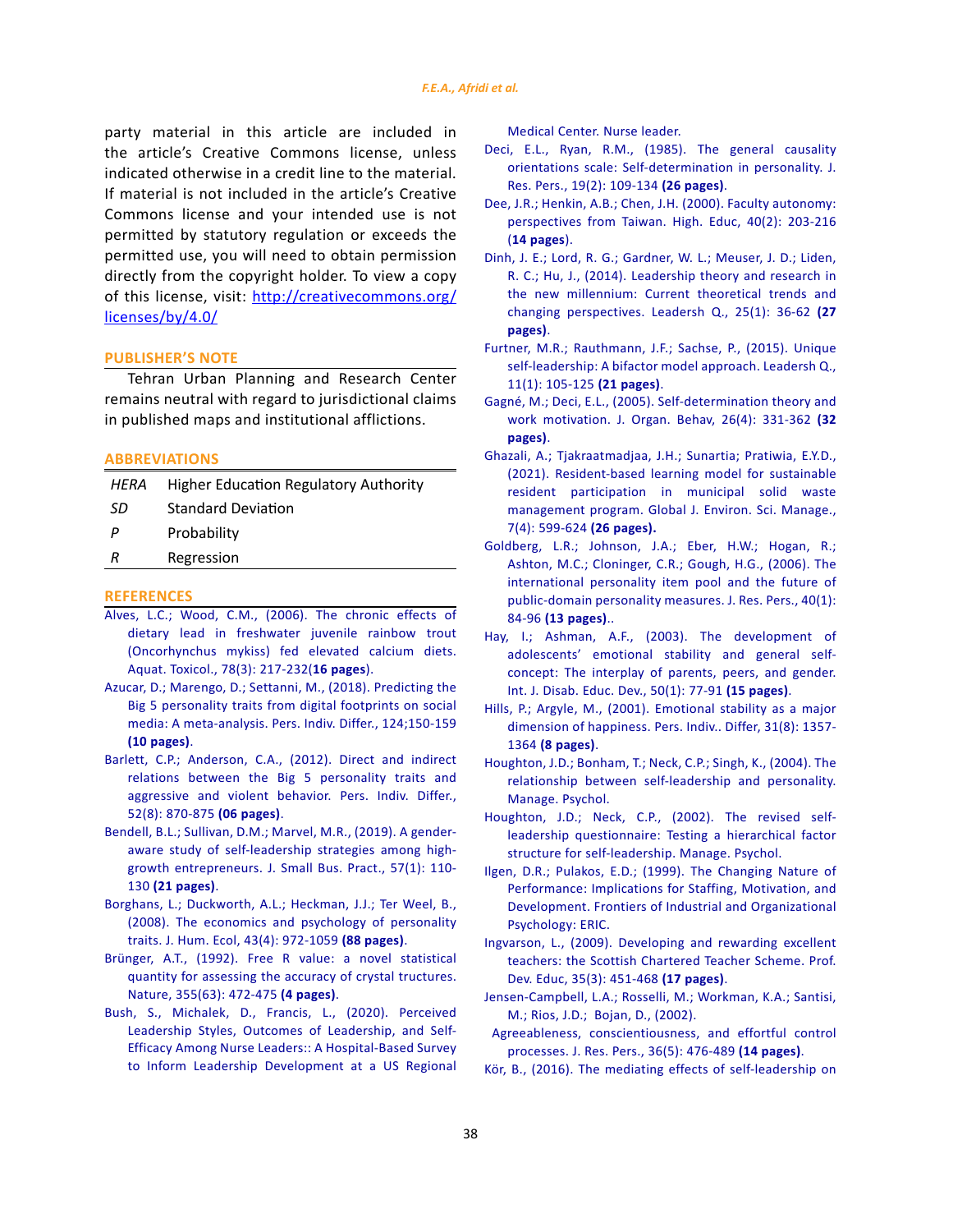party material in this article are included in the article's Creative Commons license, unless indicated otherwise in a credit line to the material. If material is not included in the article's Creative Commons license and your intended use is not permitted by statutory regulation or exceeds the permitted use, you will need to obtain permission directly from the copyright holder. To view a copy of this license, visit: http://creativecommons.org/licenses/by/4.0/

## PUBLISHER'S NOTE

Tehran Urban Planning and Research Center remains neutral with regard to jurisdictional claims in published maps and institutional afflictions.

## ABBREVIATIONS

| | |
|---|---|
| *HERA* | Higher Education Regulatory Authority |
| *SD* | Standard Deviation |
| *P* | Probability |
| *R* | Regression |

## REFERENCES

Alves, L.C.; Wood, C.M., (2006). The chronic effects of dietary lead in freshwater juvenile rainbow trout (Oncorhynchus mykiss) fed elevated calcium diets. Aquat. Toxicol., 78(3): 217-232(**16 pages**).

Azucar, D.; Marengo, D.; Settanni, M., (2018). Predicting the Big 5 personality traits from digital footprints on social media: A meta-analysis. Pers. Indiv. Differ., 124;150-159 (**10 pages**).

Barlett, C.P.; Anderson, C.A., (2012). Direct and indirect relations between the Big 5 personality traits and aggressive and violent behavior. Pers. Indiv. Differ., 52(8): 870-875 (**06 pages**).

Bendell, B.L.; Sullivan, D.M.; Marvel, M.R., (2019). A gender-aware study of self-leadership strategies among high-growth entrepreneurs. J. Small Bus. Pract., 57(1): 110-130 (**21 pages**).

Borghans, L.; Duckworth, A.L.; Heckman, J.J.; Ter Weel, B., (2008). The economics and psychology of personality traits. J. Hum. Ecol, 43(4): 972-1059 (**88 pages**).

Brünger, A.T., (1992). Free R value: a novel statistical quantity for assessing the accuracy of crystal tructures. Nature, 355(63): 472-475 (**4 pages**).

Bush, S., Michalek, D., Francis, L., (2020). Perceived Leadership Styles, Outcomes of Leadership, and Self-Efficacy Among Nurse Leaders:: A Hospital-Based Survey to Inform Leadership Development at a US Regional Medical Center. Nurse leader.

Deci, E.L., Ryan, R.M., (1985). The general causality orientations scale: Self-determination in personality. J. Res. Pers., 19(2): 109-134 (**26 pages**).

Dee, J.R.; Henkin, A.B.; Chen, J.H. (2000). Faculty autonomy: perspectives from Taiwan. High. Educ, 40(2): 203-216 (**14 pages**).

Dinh, J. E.; Lord, R. G.; Gardner, W. L.; Meuser, J. D.; Liden, R. C.; Hu, J., (2014). Leadership theory and research in the new millennium: Current theoretical trends and changing perspectives. Leadersh Q., 25(1): 36-62 (**27 pages**).

Furtner, M.R.; Rauthmann, J.F.; Sachse, P., (2015). Unique self-leadership: A bifactor model approach. Leadersh Q., 11(1): 105-125 (**21 pages**).

Gagné, M.; Deci, E.L., (2005). Self-determination theory and work motivation. J. Organ. Behav, 26(4): 331-362 (**32 pages**).

Ghazali, A.; Tjakraatmadjaa, J.H.; Sunartia; Pratiwia, E.Y.D., (2021). Resident-based learning model for sustainable resident participation in municipal solid waste management program. Global J. Environ. Sci. Manage., 7(4): 599-624 (**26 pages).**

Goldberg, L.R.; Johnson, J.A.; Eber, H.W.; Hogan, R.; Ashton, M.C.; Cloninger, C.R.; Gough, H.G., (2006). The international personality item pool and the future of public-domain personality measures. J. Res. Pers., 40(1): 84-96 (**13 pages**)..

Hay, I.; Ashman, A.F., (2003). The development of adolescents' emotional stability and general self-concept: The interplay of parents, peers, and gender. Int. J. Disab. Educ. Dev., 50(1): 77-91 (**15 pages**).

Hills, P.; Argyle, M., (2001). Emotional stability as a major dimension of happiness. Pers. Indiv.. Differ, 31(8): 1357-1364 (**8 pages**).

Houghton, J.D.; Bonham, T.; Neck, C.P.; Singh, K., (2004). The relationship between self-leadership and personality. Manage. Psychol.

Houghton, J.D.; Neck, C.P., (2002). The revised self-leadership questionnaire: Testing a hierarchical factor structure for self-leadership. Manage. Psychol.

Ilgen, D.R.; Pulakos, E.D.; (1999). The Changing Nature of Performance: Implications for Staffing, Motivation, and Development. Frontiers of Industrial and Organizational Psychology: ERIC.

Ingvarson, L., (2009). Developing and rewarding excellent teachers: the Scottish Chartered Teacher Scheme. Prof. Dev. Educ, 35(3): 451-468 (**17 pages**).

Jensen-Campbell, L.A.; Rosselli, M.; Workman, K.A.; Santisi, M.; Rios, J.D.; Bojan, D., (2002). Agreeableness, conscientiousness, and effortful control processes. J. Res. Pers., 36(5): 476-489 (**14 pages**).

Kör, B., (2016). The mediating effects of self-leadership on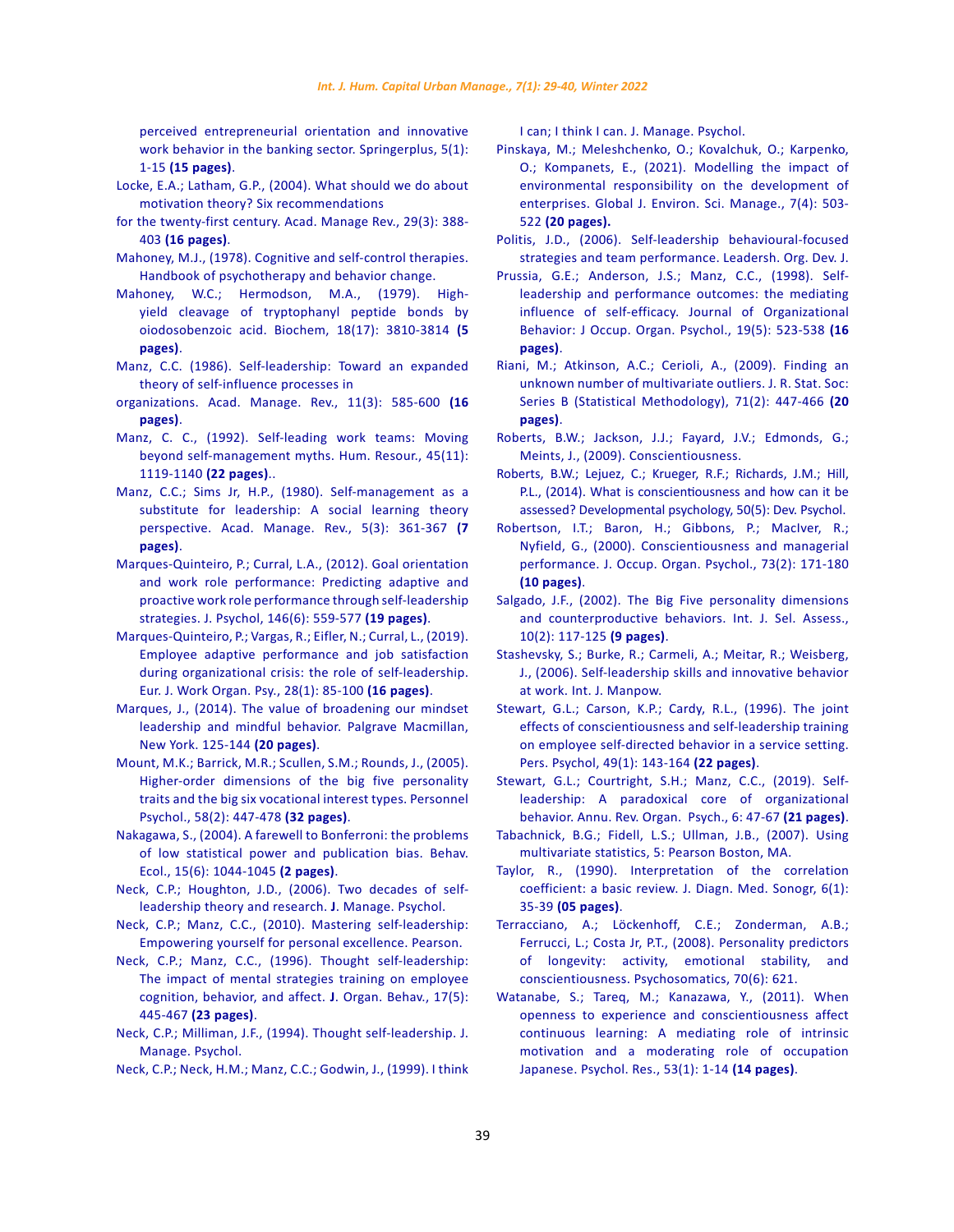perceived entrepreneurial orientation and innovative work behavior in the banking sector. Springerplus, 5(1): 1-15 **(15 pages)**.

Locke, E.A.; Latham, G.P., (2004). What should we do about motivation theory? Six recommendations

for the twenty-first century. Acad. Manage Rev., 29(3): 388-403 **(16 pages)**.

Mahoney, M.J., (1978). Cognitive and self-control therapies. Handbook of psychotherapy and behavior change.

Mahoney, W.C.; Hermodson, M.A., (1979). High-yield cleavage of tryptophanyl peptide bonds by oiodosobenzoic acid. Biochem, 18(17): 3810-3814 **(5 pages)**.

Manz, C.C. (1986). Self-leadership: Toward an expanded theory of self-influence processes in

organizations. Acad. Manage. Rev., 11(3): 585-600 **(16 pages)**.

Manz, C. C., (1992). Self-leading work teams: Moving beyond self-management myths. Hum. Resour., 45(11): 1119-1140 **(22 pages)**..

Manz, C.C.; Sims Jr, H.P., (1980). Self-management as a substitute for leadership: A social learning theory perspective. Acad. Manage. Rev., 5(3): 361-367 **(7 pages)**.

Marques-Quinteiro, P.; Curral, L.A., (2012). Goal orientation and work role performance: Predicting adaptive and proactive work role performance through self-leadership strategies. J. Psychol, 146(6): 559-577 **(19 pages)**.

Marques-Quinteiro, P.; Vargas, R.; Eifler, N.; Curral, L., (2019). Employee adaptive performance and job satisfaction during organizational crisis: the role of self-leadership. Eur. J. Work Organ. Psy., 28(1): 85-100 **(16 pages)**.

Marques, J., (2014). The value of broadening our mindset leadership and mindful behavior. Palgrave Macmillan, New York. 125-144 **(20 pages)**.

Mount, M.K.; Barrick, M.R.; Scullen, S.M.; Rounds, J., (2005). Higher-order dimensions of the big five personality traits and the big six vocational interest types. Personnel Psychol., 58(2): 447-478 **(32 pages)**.

Nakagawa, S., (2004). A farewell to Bonferroni: the problems of low statistical power and publication bias. Behav. Ecol., 15(6): 1044-1045 **(2 pages)**.

Neck, C.P.; Houghton, J.D., (2006). Two decades of self-leadership theory and research. **J**. Manage. Psychol.

Neck, C.P.; Manz, C.C., (2010). Mastering self-leadership: Empowering yourself for personal excellence. Pearson.

Neck, C.P.; Manz, C.C., (1996). Thought self-leadership: The impact of mental strategies training on employee cognition, behavior, and affect. **J**. Organ. Behav., 17(5): 445-467 **(23 pages)**.

Neck, C.P.; Milliman, J.F., (1994). Thought self-leadership. J. Manage. Psychol.

Neck, C.P.; Neck, H.M.; Manz, C.C.; Godwin, J., (1999). I think I can; I think I can. J. Manage. Psychol.

Pinskaya, M.; Meleshchenko, O.; Kovalchuk, O.; Karpenko, O.; Kompanets, E., (2021). Modelling the impact of environmental responsibility on the development of enterprises. Global J. Environ. Sci. Manage., 7(4): 503-522 **(20 pages).**

Politis, J.D., (2006). Self-leadership behavioural-focused strategies and team performance. Leadersh. Org. Dev. J.

Prussia, G.E.; Anderson, J.S.; Manz, C.C., (1998). Self-leadership and performance outcomes: the mediating influence of self-efficacy. Journal of Organizational Behavior: J Occup. Organ. Psychol., 19(5): 523-538 **(16 pages)**.

Riani, M.; Atkinson, A.C.; Cerioli, A., (2009). Finding an unknown number of multivariate outliers. J. R. Stat. Soc: Series B (Statistical Methodology), 71(2): 447-466 **(20 pages)**.

Roberts, B.W.; Jackson, J.J.; Fayard, J.V.; Edmonds, G.; Meints, J., (2009). Conscientiousness.

Roberts, B.W.; Lejuez, C.; Krueger, R.F.; Richards, J.M.; Hill, P.L., (2014). What is conscientiousness and how can it be assessed? Developmental psychology, 50(5): Dev. Psychol.

Robertson, I.T.; Baron, H.; Gibbons, P.; MacIver, R.; Nyfield, G., (2000). Conscientiousness and managerial performance. J. Occup. Organ. Psychol., 73(2): 171-180 **(10 pages)**.

Salgado, J.F., (2002). The Big Five personality dimensions and counterproductive behaviors. Int. J. Sel. Assess., 10(2): 117-125 **(9 pages)**.

Stashevsky, S.; Burke, R.; Carmeli, A.; Meitar, R.; Weisberg, J., (2006). Self-leadership skills and innovative behavior at work. Int. J. Manpow.

Stewart, G.L.; Carson, K.P.; Cardy, R.L., (1996). The joint effects of conscientiousness and self-leadership training on employee self-directed behavior in a service setting. Pers. Psychol, 49(1): 143-164 **(22 pages)**.

Stewart, G.L.; Courtright, S.H.; Manz, C.C., (2019). Self-leadership: A paradoxical core of organizational behavior. Annu. Rev. Organ. Psych., 6: 47-67 **(21 pages)**.

Tabachnick, B.G.; Fidell, L.S.; Ullman, J.B., (2007). Using multivariate statistics, 5: Pearson Boston, MA.

Taylor, R., (1990). Interpretation of the correlation coefficient: a basic review. J. Diagn. Med. Sonogr, 6(1): 35-39 **(05 pages)**.

Terracciano, A.; Löckenhoff, C.E.; Zonderman, A.B.; Ferrucci, L.; Costa Jr, P.T., (2008). Personality predictors of longevity: activity, emotional stability, and conscientiousness. Psychosomatics, 70(6): 621.

Watanabe, S.; Tareq, M.; Kanazawa, Y., (2011). When openness to experience and conscientiousness affect continuous learning: A mediating role of intrinsic motivation and a moderating role of occupation Japanese. Psychol. Res., 53(1): 1-14 **(14 pages)**.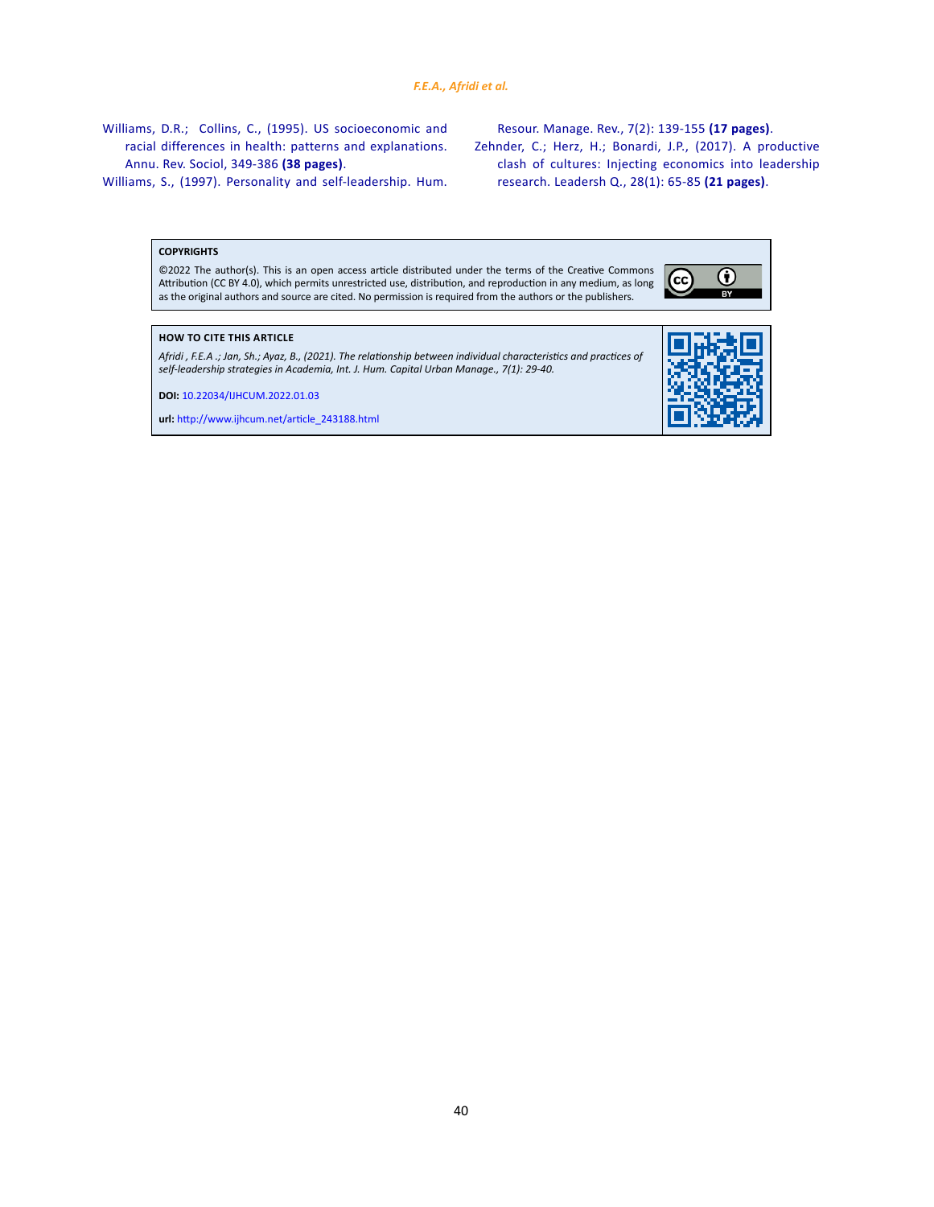Williams, D.R.; Collins, C., (1995). US socioeconomic and racial differences in health: patterns and explanations. Annu. Rev. Sociol, 349-386 **(38 pages)**.

Williams, S., (1997). Personality and self-leadership. Hum. Resour. Manage. Rev., 7(2): 139-155 **(17 pages)**.

Zehnder, C.; Herz, H.; Bonardi, J.P., (2017). A productive clash of cultures: Injecting economics into leadership research. Leadersh Q., 28(1): 65-85 **(21 pages)**.

**COPYRIGHTS**

©2022 The author(s). This is an open access article distributed under the terms of the Creative Commons Attribution (CC BY 4.0), which permits unrestricted use, distribution, and reproduction in any medium, as long as the original authors and source are cited. No permission is required from the authors or the publishers.

**HOW TO CITE THIS ARTICLE**

*Afridi , F.E.A .; Jan, Sh.; Ayaz, B., (2021). The relationship between individual characteristics and practices of self-leadership strategies in Academia, Int. J. Hum. Capital Urban Manage., 7(1): 29-40.*

**DOI:** 10.22034/IJHCUM.2022.01.03

**url:** http://www.ijhcum.net/article_243188.html